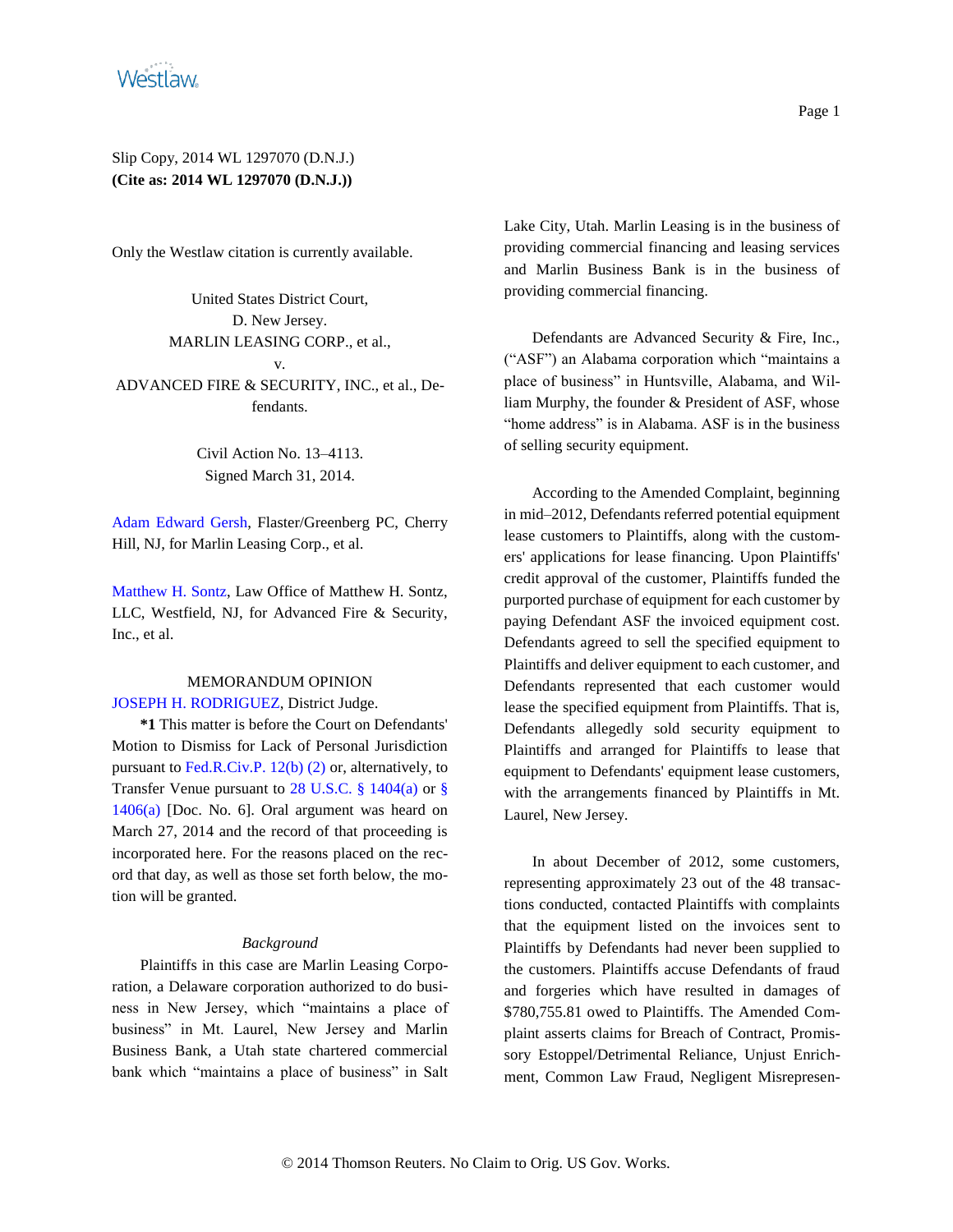Slip Copy, 2014 WL 1297070 (D.N.J.)
**(Cite as: 2014 WL 1297070 (D.N.J.))**

Only the Westlaw citation is currently available.

United States District Court,
D. New Jersey.
MARLIN LEASING CORP., et al.,
v.
ADVANCED FIRE & SECURITY, INC., et al., Defendants.

Civil Action No. 13–4113.
Signed March 31, 2014.

Adam Edward Gersh, Flaster/Greenberg PC, Cherry Hill, NJ, for Marlin Leasing Corp., et al.

Matthew H. Sontz, Law Office of Matthew H. Sontz, LLC, Westfield, NJ, for Advanced Fire & Security, Inc., et al.

MEMORANDUM OPINION
JOSEPH H. RODRIGUEZ, District Judge.

**\*1** This matter is before the Court on Defendants' Motion to Dismiss for Lack of Personal Jurisdiction pursuant to Fed.R.Civ.P. 12(b) (2) or, alternatively, to Transfer Venue pursuant to 28 U.S.C. § 1404(a) or § 1406(a) [Doc. No. 6]. Oral argument was heard on March 27, 2014 and the record of that proceeding is incorporated here. For the reasons placed on the record that day, as well as those set forth below, the motion will be granted.

*Background*

Plaintiffs in this case are Marlin Leasing Corporation, a Delaware corporation authorized to do business in New Jersey, which "maintains a place of business" in Mt. Laurel, New Jersey and Marlin Business Bank, a Utah state chartered commercial bank which "maintains a place of business" in Salt Lake City, Utah. Marlin Leasing is in the business of providing commercial financing and leasing services and Marlin Business Bank is in the business of providing commercial financing.

Defendants are Advanced Security & Fire, Inc., ("ASF") an Alabama corporation which "maintains a place of business" in Huntsville, Alabama, and William Murphy, the founder & President of ASF, whose "home address" is in Alabama. ASF is in the business of selling security equipment.

According to the Amended Complaint, beginning in mid–2012, Defendants referred potential equipment lease customers to Plaintiffs, along with the customers' applications for lease financing. Upon Plaintiffs' credit approval of the customer, Plaintiffs funded the purported purchase of equipment for each customer by paying Defendant ASF the invoiced equipment cost. Defendants agreed to sell the specified equipment to Plaintiffs and deliver equipment to each customer, and Defendants represented that each customer would lease the specified equipment from Plaintiffs. That is, Defendants allegedly sold security equipment to Plaintiffs and arranged for Plaintiffs to lease that equipment to Defendants' equipment lease customers, with the arrangements financed by Plaintiffs in Mt. Laurel, New Jersey.

In about December of 2012, some customers, representing approximately 23 out of the 48 transactions conducted, contacted Plaintiffs with complaints that the equipment listed on the invoices sent to Plaintiffs by Defendants had never been supplied to the customers. Plaintiffs accuse Defendants of fraud and forgeries which have resulted in damages of $780,755.81 owed to Plaintiffs. The Amended Complaint asserts claims for Breach of Contract, Promissory Estoppel/Detrimental Reliance, Unjust Enrichment, Common Law Fraud, Negligent Misrepresen-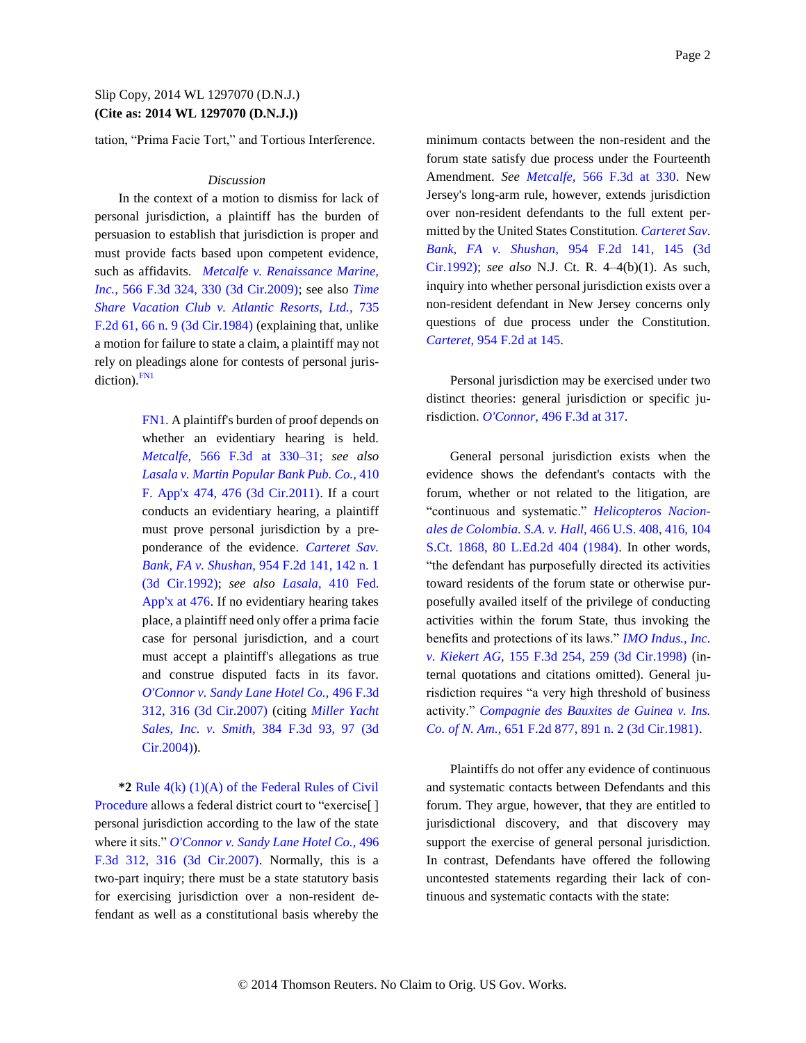tation, "Prima Facie Tort," and Tortious Interference.

*Discussion*

In the context of a motion to dismiss for lack of personal jurisdiction, a plaintiff has the burden of persuasion to establish that jurisdiction is proper and must provide facts based upon competent evidence, such as affidavits. *Metcalfe v. Renaissance Marine, Inc.,* 566 F.3d 324, 330 (3d Cir.2009); see also *Time Share Vacation Club v. Atlantic Resorts, Ltd.,* 735 F.2d 61, 66 n. 9 (3d Cir.1984) (explaining that, unlike a motion for failure to state a claim, a plaintiff may not rely on pleadings alone for contests of personal jurisdiction).[FN1]

> FN1. A plaintiff's burden of proof depends on whether an evidentiary hearing is held. *Metcalfe,* 566 F.3d at 330–31; *see also Lasala v. Martin Popular Bank Pub. Co.,* 410 F. App'x 474, 476 (3d Cir.2011). If a court conducts an evidentiary hearing, a plaintiff must prove personal jurisdiction by a preponderance of the evidence. *Carteret Sav. Bank, FA v. Shushan,* 954 F.2d 141, 142 n. 1 (3d Cir.1992); *see also Lasala,* 410 Fed. App'x at 476. If no evidentiary hearing takes place, a plaintiff need only offer a prima facie case for personal jurisdiction, and a court must accept a plaintiff's allegations as true and construe disputed facts in its favor. *O'Connor v. Sandy Lane Hotel Co.,* 496 F.3d 312, 316 (3d Cir.2007) (citing *Miller Yacht Sales, Inc. v. Smith,* 384 F.3d 93, 97 (3d Cir.2004)).

**\*2** Rule 4(k) (1)(A) of the Federal Rules of Civil Procedure allows a federal district court to "exercise[ ] personal jurisdiction according to the law of the state where it sits." *O'Connor v. Sandy Lane Hotel Co.,* 496 F.3d 312, 316 (3d Cir.2007). Normally, this is a two-part inquiry; there must be a state statutory basis for exercising jurisdiction over a non-resident defendant as well as a constitutional basis whereby the minimum contacts between the non-resident and the forum state satisfy due process under the Fourteenth Amendment. *See Metcalfe,* 566 F.3d at 330. New Jersey's long-arm rule, however, extends jurisdiction over non-resident defendants to the full extent permitted by the United States Constitution. *Carteret Sav. Bank, FA v. Shushan,* 954 F.2d 141, 145 (3d Cir.1992); *see also* N.J. Ct. R. 4–4(b)(1). As such, inquiry into whether personal jurisdiction exists over a non-resident defendant in New Jersey concerns only questions of due process under the Constitution. *Carteret,* 954 F.2d at 145.

Personal jurisdiction may be exercised under two distinct theories: general jurisdiction or specific jurisdiction. *O'Connor,* 496 F.3d at 317.

General personal jurisdiction exists when the evidence shows the defendant's contacts with the forum, whether or not related to the litigation, are "continuous and systematic." *Helicopteros Nacionales de Colombia. S.A. v. Hall,* 466 U.S. 408, 416, 104 S.Ct. 1868, 80 L.Ed.2d 404 (1984). In other words, "the defendant has purposefully directed its activities toward residents of the forum state or otherwise purposefully availed itself of the privilege of conducting activities within the forum State, thus invoking the benefits and protections of its laws." *IMO Indus., Inc. v. Kiekert AG,* 155 F.3d 254, 259 (3d Cir.1998) (internal quotations and citations omitted). General jurisdiction requires "a very high threshold of business activity." *Compagnie des Bauxites de Guinea v. Ins. Co. of N. Am.,* 651 F.2d 877, 891 n. 2 (3d Cir.1981).

Plaintiffs do not offer any evidence of continuous and systematic contacts between Defendants and this forum. They argue, however, that they are entitled to jurisdictional discovery, and that discovery may support the exercise of general personal jurisdiction. In contrast, Defendants have offered the following uncontested statements regarding their lack of continuous and systematic contacts with the state: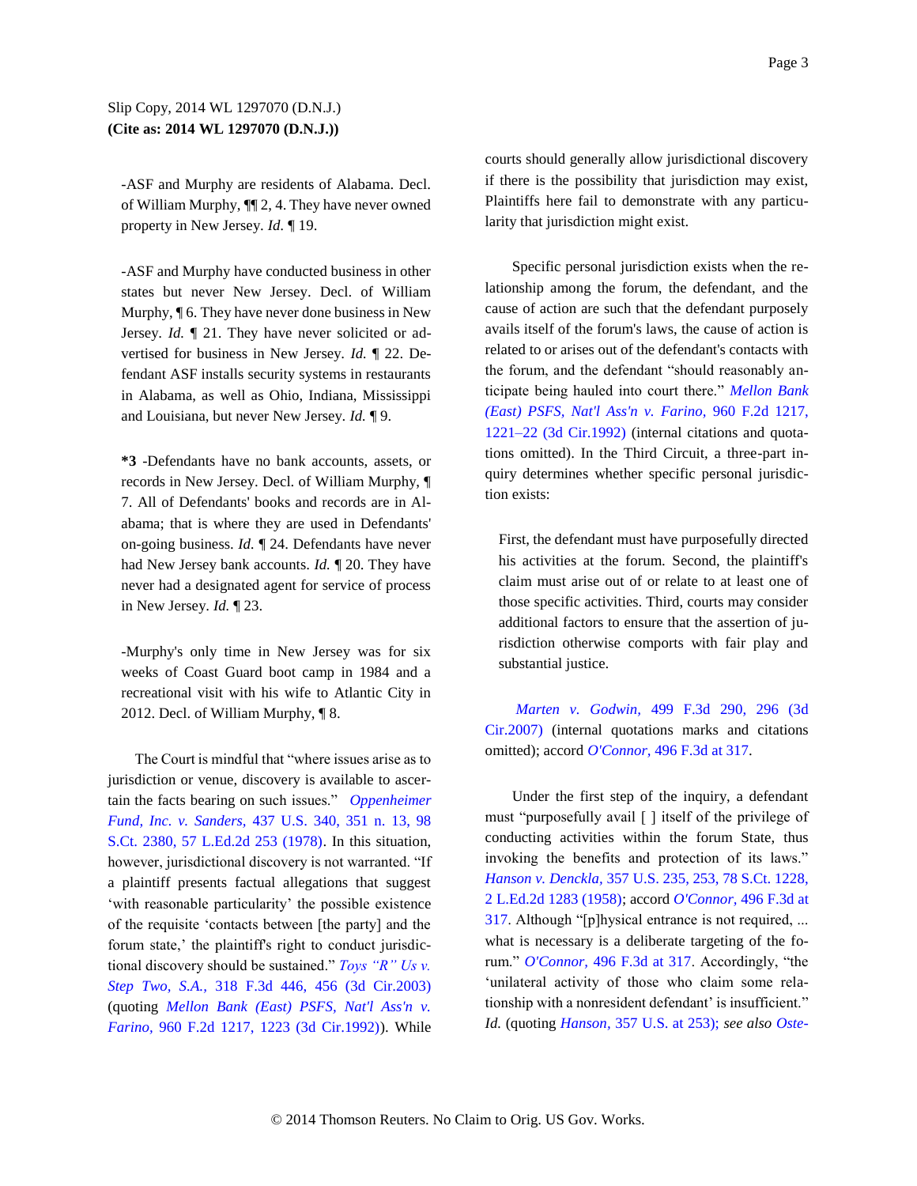-ASF and Murphy are residents of Alabama. Decl. of William Murphy, ¶¶ 2, 4. They have never owned property in New Jersey. *Id.* ¶ 19.

-ASF and Murphy have conducted business in other states but never New Jersey. Decl. of William Murphy, ¶ 6. They have never done business in New Jersey. *Id.* ¶ 21. They have never solicited or advertised for business in New Jersey. *Id.* ¶ 22. Defendant ASF installs security systems in restaurants in Alabama, as well as Ohio, Indiana, Mississippi and Louisiana, but never New Jersey. *Id.* ¶ 9.

**\*3** -Defendants have no bank accounts, assets, or records in New Jersey. Decl. of William Murphy, ¶ 7. All of Defendants' books and records are in Alabama; that is where they are used in Defendants' on-going business. *Id.* ¶ 24. Defendants have never had New Jersey bank accounts. *Id.* ¶ 20. They have never had a designated agent for service of process in New Jersey. *Id.* ¶ 23.

-Murphy's only time in New Jersey was for six weeks of Coast Guard boot camp in 1984 and a recreational visit with his wife to Atlantic City in 2012. Decl. of William Murphy, ¶ 8.

The Court is mindful that "where issues arise as to jurisdiction or venue, discovery is available to ascertain the facts bearing on such issues." *Oppenheimer Fund, Inc. v. Sanders,* 437 U.S. 340, 351 n. 13, 98 S.Ct. 2380, 57 L.Ed.2d 253 (1978). In this situation, however, jurisdictional discovery is not warranted. "If a plaintiff presents factual allegations that suggest 'with reasonable particularity' the possible existence of the requisite 'contacts between [the party] and the forum state,' the plaintiff's right to conduct jurisdictional discovery should be sustained." *Toys "R" Us v. Step Two, S.A.,* 318 F.3d 446, 456 (3d Cir.2003) (quoting *Mellon Bank (East) PSFS, Nat'l Ass'n v. Farino,* 960 F.2d 1217, 1223 (3d Cir.1992)). While courts should generally allow jurisdictional discovery if there is the possibility that jurisdiction may exist, Plaintiffs here fail to demonstrate with any particularity that jurisdiction might exist.

Specific personal jurisdiction exists when the relationship among the forum, the defendant, and the cause of action are such that the defendant purposely avails itself of the forum's laws, the cause of action is related to or arises out of the defendant's contacts with the forum, and the defendant "should reasonably anticipate being hauled into court there." *Mellon Bank (East) PSFS, Nat'l Ass'n v. Farino,* 960 F.2d 1217, 1221–22 (3d Cir.1992) (internal citations and quotations omitted). In the Third Circuit, a three-part inquiry determines whether specific personal jurisdiction exists:

> First, the defendant must have purposefully directed his activities at the forum. Second, the plaintiff's claim must arise out of or relate to at least one of those specific activities. Third, courts may consider additional factors to ensure that the assertion of jurisdiction otherwise comports with fair play and substantial justice.

*Marten v. Godwin,* 499 F.3d 290, 296 (3d Cir.2007) (internal quotations marks and citations omitted); accord *O'Connor,* 496 F.3d at 317.

Under the first step of the inquiry, a defendant must "purposefully avail [ ] itself of the privilege of conducting activities within the forum State, thus invoking the benefits and protection of its laws." *Hanson v. Denckla,* 357 U.S. 235, 253, 78 S.Ct. 1228, 2 L.Ed.2d 1283 (1958); accord *O'Connor,* 496 F.3d at 317. Although "[p]hysical entrance is not required, ... what is necessary is a deliberate targeting of the forum." *O'Connor,* 496 F.3d at 317. Accordingly, "the 'unilateral activity of those who claim some relationship with a nonresident defendant' is insufficient." *Id.* (quoting *Hanson,* 357 U.S. at 253); *see also Oste-*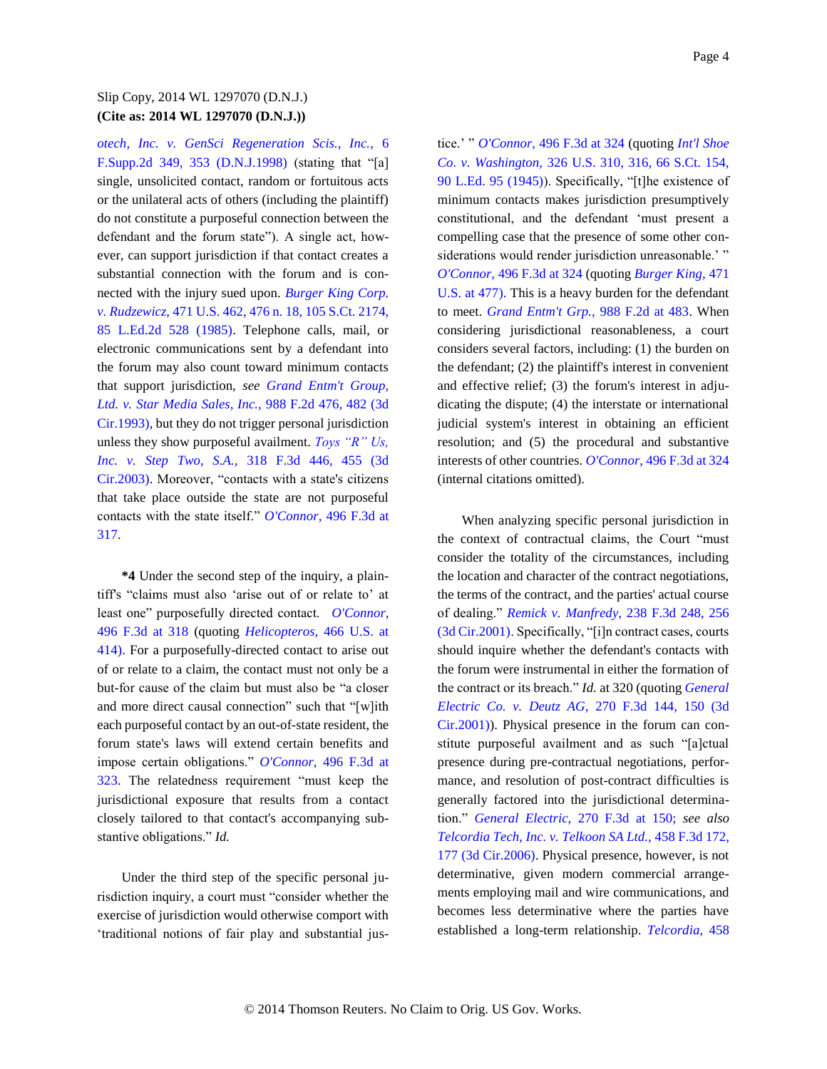*otech, Inc. v. GenSci Regeneration Scis., Inc.,* 6 F.Supp.2d 349, 353 (D.N.J.1998) (stating that "[a] single, unsolicited contact, random or fortuitous acts or the unilateral acts of others (including the plaintiff) do not constitute a purposeful connection between the defendant and the forum state"). A single act, however, can support jurisdiction if that contact creates a substantial connection with the forum and is connected with the injury sued upon. *Burger King Corp. v. Rudzewicz,* 471 U.S. 462, 476 n. 18, 105 S.Ct. 2174, 85 L.Ed.2d 528 (1985). Telephone calls, mail, or electronic communications sent by a defendant into the forum may also count toward minimum contacts that support jurisdiction, *see Grand Entm't Group, Ltd. v. Star Media Sales, Inc.,* 988 F.2d 476, 482 (3d Cir.1993), but they do not trigger personal jurisdiction unless they show purposeful availment. *Toys "R" Us, Inc. v. Step Two, S.A.,* 318 F.3d 446, 455 (3d Cir.2003). Moreover, "contacts with a state's citizens that take place outside the state are not purposeful contacts with the state itself." *O'Connor,* 496 F.3d at 317.

**\*4** Under the second step of the inquiry, a plaintiff's "claims must also 'arise out of or relate to' at least one" purposefully directed contact. *O'Connor,* 496 F.3d at 318 (quoting *Helicopteros,* 466 U.S. at 414). For a purposefully-directed contact to arise out of or relate to a claim, the contact must not only be a but-for cause of the claim but must also be "a closer and more direct causal connection" such that "[w]ith each purposeful contact by an out-of-state resident, the forum state's laws will extend certain benefits and impose certain obligations." *O'Connor,* 496 F.3d at 323. The relatedness requirement "must keep the jurisdictional exposure that results from a contact closely tailored to that contact's accompanying substantive obligations." *Id.*

Under the third step of the specific personal jurisdiction inquiry, a court must "consider whether the exercise of jurisdiction would otherwise comport with 'traditional notions of fair play and substantial justice.' " *O'Connor,* 496 F.3d at 324 (quoting *Int'l Shoe Co. v. Washington,* 326 U.S. 310, 316, 66 S.Ct. 154, 90 L.Ed. 95 (1945)). Specifically, "[t]he existence of minimum contacts makes jurisdiction presumptively constitutional, and the defendant 'must present a compelling case that the presence of some other considerations would render jurisdiction unreasonable.' " *O'Connor,* 496 F.3d at 324 (quoting *Burger King,* 471 U.S. at 477). This is a heavy burden for the defendant to meet. *Grand Entm't Grp.,* 988 F.2d at 483. When considering jurisdictional reasonableness, a court considers several factors, including: (1) the burden on the defendant; (2) the plaintiff's interest in convenient and effective relief; (3) the forum's interest in adjudicating the dispute; (4) the interstate or international judicial system's interest in obtaining an efficient resolution; and (5) the procedural and substantive interests of other countries. *O'Connor,* 496 F.3d at 324 (internal citations omitted).

When analyzing specific personal jurisdiction in the context of contractual claims, the Court "must consider the totality of the circumstances, including the location and character of the contract negotiations, the terms of the contract, and the parties' actual course of dealing." *Remick v. Manfredy,* 238 F.3d 248, 256 (3d Cir.2001). Specifically, "[i]n contract cases, courts should inquire whether the defendant's contacts with the forum were instrumental in either the formation of the contract or its breach." *Id.* at 320 (quoting *General Electric Co. v. Deutz AG,* 270 F.3d 144, 150 (3d Cir.2001)). Physical presence in the forum can constitute purposeful availment and as such "[a]ctual presence during pre-contractual negotiations, performance, and resolution of post-contract difficulties is generally factored into the jurisdictional determination." *General Electric,* 270 F.3d at 150; *see also Telcordia Tech, Inc. v. Telkoon SA Ltd.,* 458 F.3d 172, 177 (3d Cir.2006). Physical presence, however, is not determinative, given modern commercial arrangements employing mail and wire communications, and becomes less determinative where the parties have established a long-term relationship. *Telcordia,* 458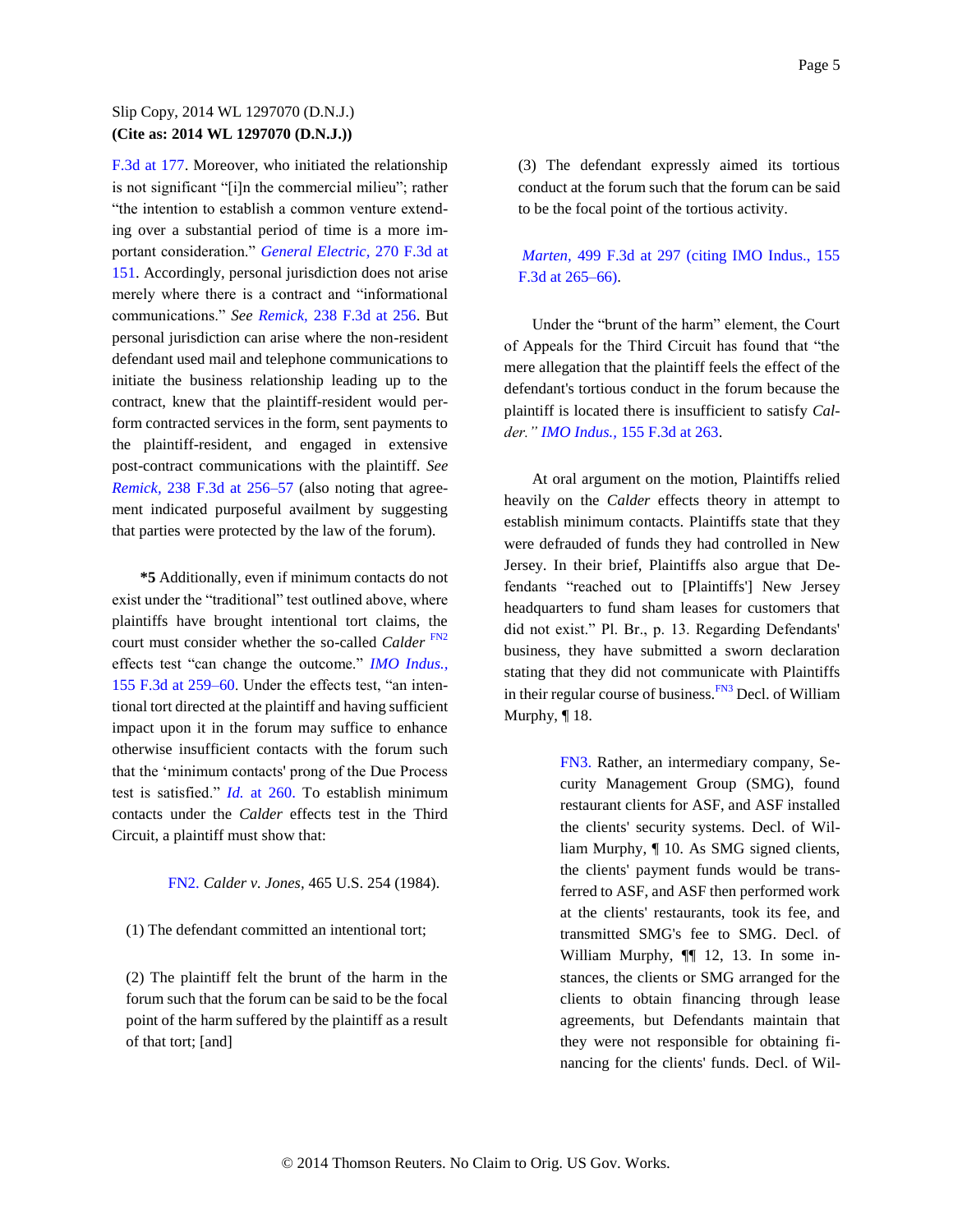F.3d at 177. Moreover, who initiated the relationship is not significant "[i]n the commercial milieu"; rather "the intention to establish a common venture extending over a substantial period of time is a more important consideration." *General Electric,* 270 F.3d at 151. Accordingly, personal jurisdiction does not arise merely where there is a contract and "informational communications." *See Remick,* 238 F.3d at 256. But personal jurisdiction can arise where the non-resident defendant used mail and telephone communications to initiate the business relationship leading up to the contract, knew that the plaintiff-resident would perform contracted services in the form, sent payments to the plaintiff-resident, and engaged in extensive post-contract communications with the plaintiff. *See Remick,* 238 F.3d at 256–57 (also noting that agreement indicated purposeful availment by suggesting that parties were protected by the law of the forum).

**\*5** Additionally, even if minimum contacts do not exist under the "traditional" test outlined above, where plaintiffs have brought intentional tort claims, the court must consider whether the so-called *Calder* [FN2] effects test "can change the outcome." *IMO Indus.,* 155 F.3d at 259–60. Under the effects test, "an intentional tort directed at the plaintiff and having sufficient impact upon it in the forum may suffice to enhance otherwise insufficient contacts with the forum such that the 'minimum contacts' prong of the Due Process test is satisfied." *Id.* at 260. To establish minimum contacts under the *Calder* effects test in the Third Circuit, a plaintiff must show that:

> FN2. *Calder v. Jones,* 465 U.S. 254 (1984).

(1) The defendant committed an intentional tort;

(2) The plaintiff felt the brunt of the harm in the forum such that the forum can be said to be the focal point of the harm suffered by the plaintiff as a result of that tort; [and]

(3) The defendant expressly aimed its tortious conduct at the forum such that the forum can be said to be the focal point of the tortious activity.

*Marten,* 499 F.3d at 297 (citing IMO Indus., 155 F.3d at 265–66).

Under the "brunt of the harm" element, the Court of Appeals for the Third Circuit has found that "the mere allegation that the plaintiff feels the effect of the defendant's tortious conduct in the forum because the plaintiff is located there is insufficient to satisfy *Calder." IMO Indus.,* 155 F.3d at 263.

At oral argument on the motion, Plaintiffs relied heavily on the *Calder* effects theory in attempt to establish minimum contacts. Plaintiffs state that they were defrauded of funds they had controlled in New Jersey. In their brief, Plaintiffs also argue that Defendants "reached out to [Plaintiffs'] New Jersey headquarters to fund sham leases for customers that did not exist." Pl. Br., p. 13. Regarding Defendants' business, they have submitted a sworn declaration stating that they did not communicate with Plaintiffs in their regular course of business.[FN3] Decl. of William Murphy, ¶ 18.

> FN3. Rather, an intermediary company, Security Management Group (SMG), found restaurant clients for ASF, and ASF installed the clients' security systems. Decl. of William Murphy, ¶ 10. As SMG signed clients, the clients' payment funds would be transferred to ASF, and ASF then performed work at the clients' restaurants, took its fee, and transmitted SMG's fee to SMG. Decl. of William Murphy, ¶¶ 12, 13. In some instances, the clients or SMG arranged for the clients to obtain financing through lease agreements, but Defendants maintain that they were not responsible for obtaining financing for the clients' funds. Decl. of Wil-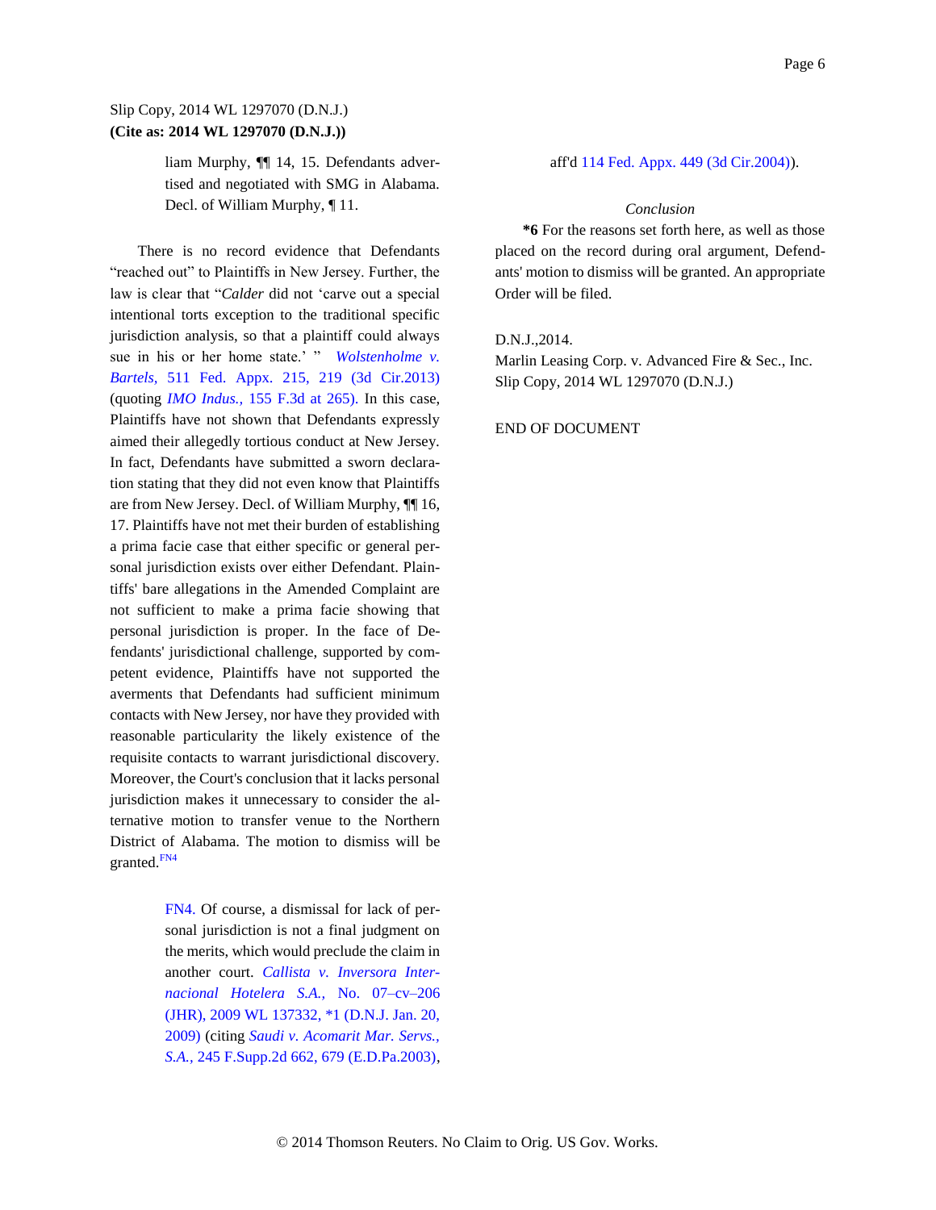liam Murphy, ¶¶ 14, 15. Defendants advertised and negotiated with SMG in Alabama. Decl. of William Murphy, ¶ 11.

There is no record evidence that Defendants "reached out" to Plaintiffs in New Jersey. Further, the law is clear that "*Calder* did not 'carve out a special intentional torts exception to the traditional specific jurisdiction analysis, so that a plaintiff could always sue in his or her home state.' " *Wolstenholme v. Bartels,* 511 Fed. Appx. 215, 219 (3d Cir.2013) (quoting *IMO Indus.,* 155 F.3d at 265). In this case, Plaintiffs have not shown that Defendants expressly aimed their allegedly tortious conduct at New Jersey. In fact, Defendants have submitted a sworn declaration stating that they did not even know that Plaintiffs are from New Jersey. Decl. of William Murphy, ¶¶ 16, 17. Plaintiffs have not met their burden of establishing a prima facie case that either specific or general personal jurisdiction exists over either Defendant. Plaintiffs' bare allegations in the Amended Complaint are not sufficient to make a prima facie showing that personal jurisdiction is proper. In the face of Defendants' jurisdictional challenge, supported by competent evidence, Plaintiffs have not supported the averments that Defendants had sufficient minimum contacts with New Jersey, nor have they provided with reasonable particularity the likely existence of the requisite contacts to warrant jurisdictional discovery. Moreover, the Court's conclusion that it lacks personal jurisdiction makes it unnecessary to consider the alternative motion to transfer venue to the Northern District of Alabama. The motion to dismiss will be granted.[FN4]

FN4. Of course, a dismissal for lack of personal jurisdiction is not a final judgment on the merits, which would preclude the claim in another court. *Callista v. Inversora Internacional Hotelera S.A.,* No. 07–cv–206 (JHR), 2009 WL 137332, *1 (D.N.J. Jan. 20, 2009) (citing *Saudi v. Acomarit Mar. Servs., S.A.,* 245 F.Supp.2d 662, 679 (E.D.Pa.2003), aff'd 114 Fed. Appx. 449 (3d Cir.2004)).

*Conclusion*

**\*6** For the reasons set forth here, as well as those placed on the record during oral argument, Defendants' motion to dismiss will be granted. An appropriate Order will be filed.

D.N.J.,2014.

Marlin Leasing Corp. v. Advanced Fire & Sec., Inc.

Slip Copy, 2014 WL 1297070 (D.N.J.)

END OF DOCUMENT